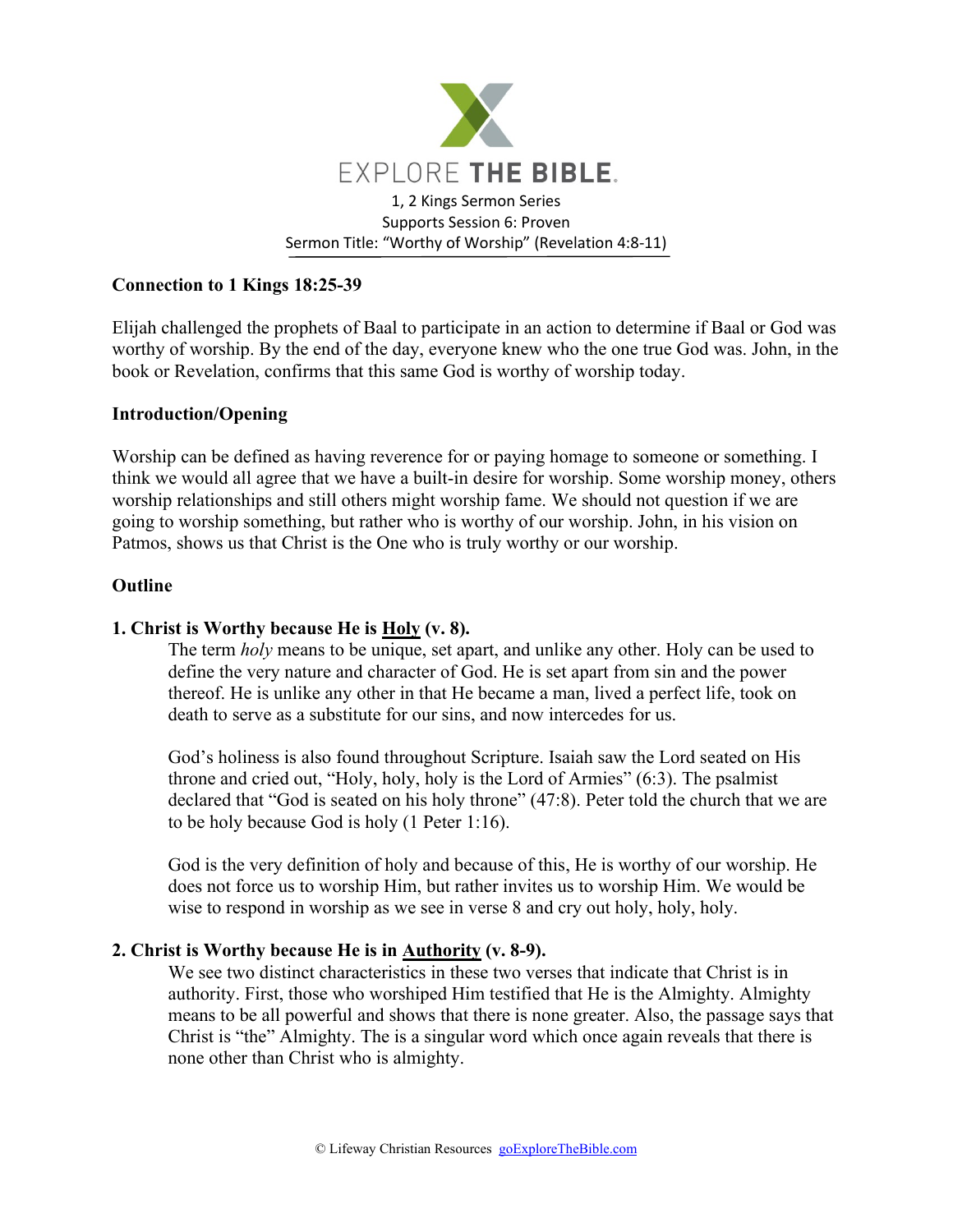EXPLORE THE BIBLE.

1, 2 Kings Sermon Series
Supports Session 6: Proven
Sermon Title: "Worthy of Worship" (Revelation 4:8-11)

### Connection to 1 Kings 18:25-39

Elijah challenged the prophets of Baal to participate in an action to determine if Baal or God was worthy of worship. By the end of the day, everyone knew who the one true God was. John, in the book or Revelation, confirms that this same God is worthy of worship today.

### Introduction/Opening

Worship can be defined as having reverence for or paying homage to someone or something. I think we would all agree that we have a built-in desire for worship. Some worship money, others worship relationships and still others might worship fame. We should not question if we are going to worship something, but rather who is worthy of our worship. John, in his vision on Patmos, shows us that Christ is the One who is truly worthy or our worship.

### Outline

**1. Christ is Worthy because He is <u>Holy</u> (v. 8).**

The term *holy* means to be unique, set apart, and unlike any other. Holy can be used to define the very nature and character of God. He is set apart from sin and the power thereof. He is unlike any other in that He became a man, lived a perfect life, took on death to serve as a substitute for our sins, and now intercedes for us.

God's holiness is also found throughout Scripture. Isaiah saw the Lord seated on His throne and cried out, "Holy, holy, holy is the Lord of Armies" (6:3). The psalmist declared that "God is seated on his holy throne" (47:8). Peter told the church that we are to be holy because God is holy (1 Peter 1:16).

God is the very definition of holy and because of this, He is worthy of our worship. He does not force us to worship Him, but rather invites us to worship Him. We would be wise to respond in worship as we see in verse 8 and cry out holy, holy, holy.

**2. Christ is Worthy because He is in <u>Authority</u> (v. 8-9).**

We see two distinct characteristics in these two verses that indicate that Christ is in authority. First, those who worshiped Him testified that He is the Almighty. Almighty means to be all powerful and shows that there is none greater. Also, the passage says that Christ is "the" Almighty. The is a singular word which once again reveals that there is none other than Christ who is almighty.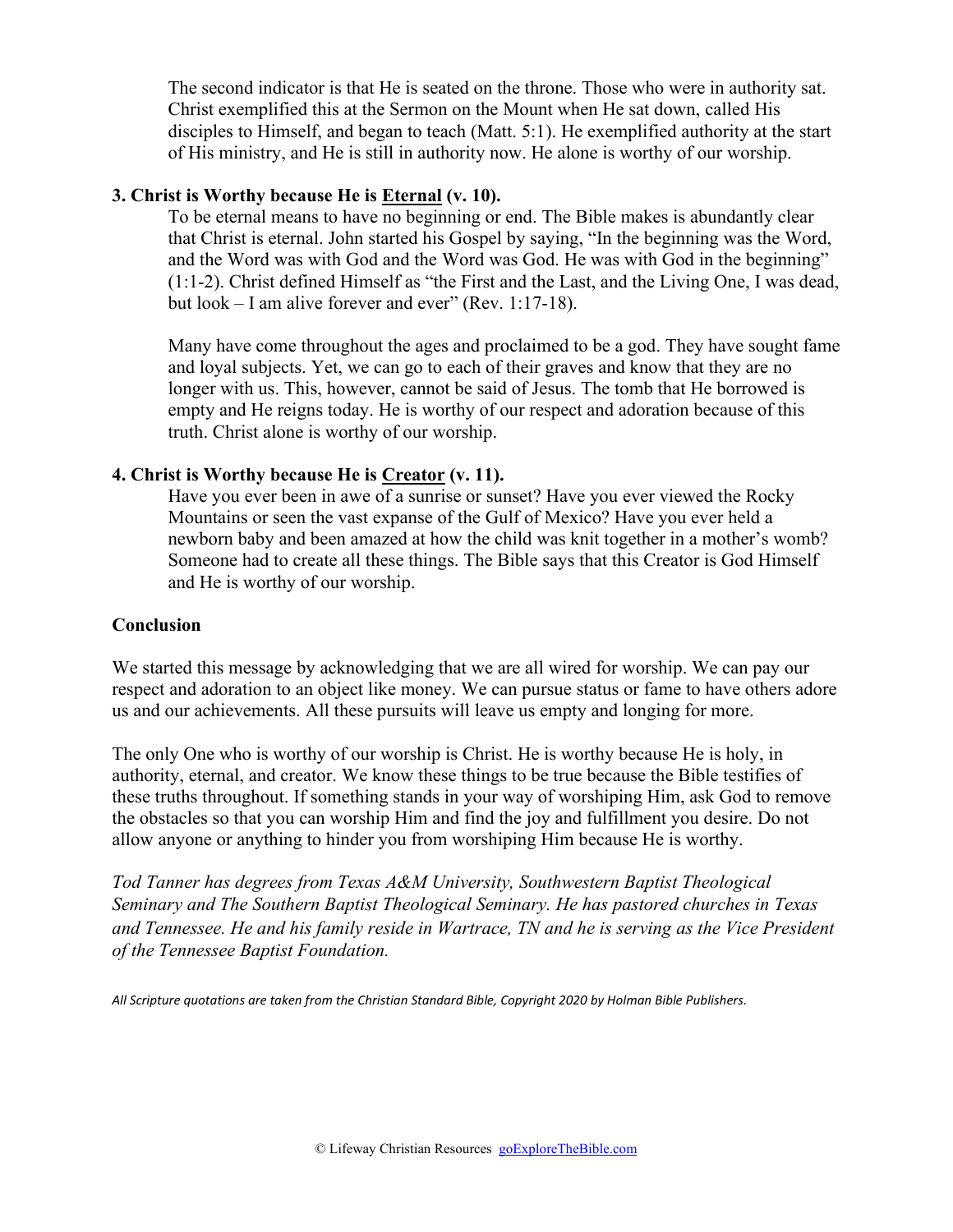The second indicator is that He is seated on the throne. Those who were in authority sat. Christ exemplified this at the Sermon on the Mount when He sat down, called His disciples to Himself, and began to teach (Matt. 5:1). He exemplified authority at the start of His ministry, and He is still in authority now. He alone is worthy of our worship.

**3. Christ is Worthy because He is <u>Eternal</u> (v. 10).**

To be eternal means to have no beginning or end. The Bible makes is abundantly clear that Christ is eternal. John started his Gospel by saying, "In the beginning was the Word, and the Word was with God and the Word was God. He was with God in the beginning" (1:1-2). Christ defined Himself as "the First and the Last, and the Living One, I was dead, but look – I am alive forever and ever" (Rev. 1:17-18).

Many have come throughout the ages and proclaimed to be a god. They have sought fame and loyal subjects. Yet, we can go to each of their graves and know that they are no longer with us. This, however, cannot be said of Jesus. The tomb that He borrowed is empty and He reigns today. He is worthy of our respect and adoration because of this truth. Christ alone is worthy of our worship.

**4. Christ is Worthy because He is <u>Creator</u> (v. 11).**

Have you ever been in awe of a sunrise or sunset? Have you ever viewed the Rocky Mountains or seen the vast expanse of the Gulf of Mexico? Have you ever held a newborn baby and been amazed at how the child was knit together in a mother's womb? Someone had to create all these things. The Bible says that this Creator is God Himself and He is worthy of our worship.

**Conclusion**

We started this message by acknowledging that we are all wired for worship. We can pay our respect and adoration to an object like money. We can pursue status or fame to have others adore us and our achievements. All these pursuits will leave us empty and longing for more.

The only One who is worthy of our worship is Christ. He is worthy because He is holy, in authority, eternal, and creator. We know these things to be true because the Bible testifies of these truths throughout. If something stands in your way of worshiping Him, ask God to remove the obstacles so that you can worship Him and find the joy and fulfillment you desire. Do not allow anyone or anything to hinder you from worshiping Him because He is worthy.

*Tod Tanner has degrees from Texas A&M University, Southwestern Baptist Theological Seminary and The Southern Baptist Theological Seminary. He has pastored churches in Texas and Tennessee. He and his family reside in Wartrace, TN and he is serving as the Vice President of the Tennessee Baptist Foundation.*

*All Scripture quotations are taken from the Christian Standard Bible, Copyright 2020 by Holman Bible Publishers.*

© Lifeway Christian Resources goExploreTheBible.com